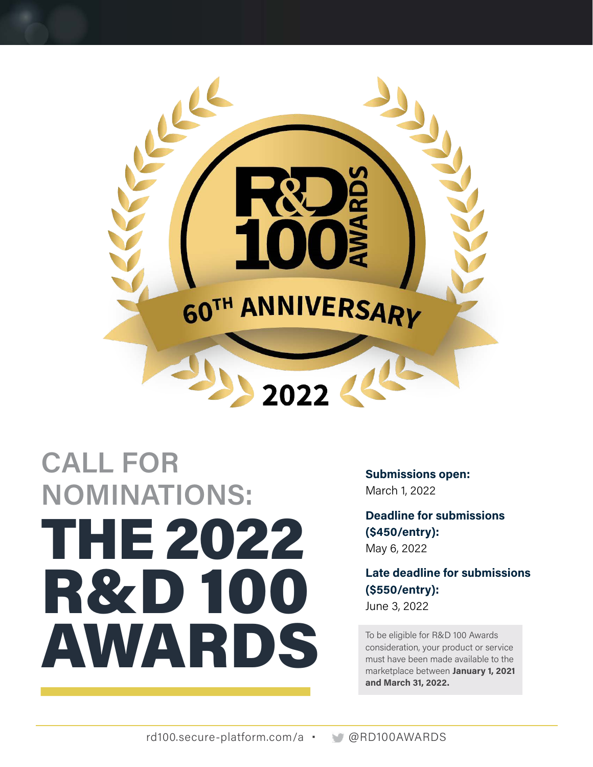R&D 100 AWARDS

60TH ANNIVERSARY

2022

## CALL FOR NOMINATIONS:

# THE 2022 R&D 100 AWARDS

**Submissions open:**
March 1, 2022

**Deadline for submissions ($450/entry):**
May 6, 2022

**Late deadline for submissions ($550/entry):**
June 3, 2022

To be eligible for R&D 100 Awards consideration, your product or service must have been made available to the marketplace between **January 1, 2021 and March 31, 2022.**

rd100.secure-platform.com/a • @RD100AWARDS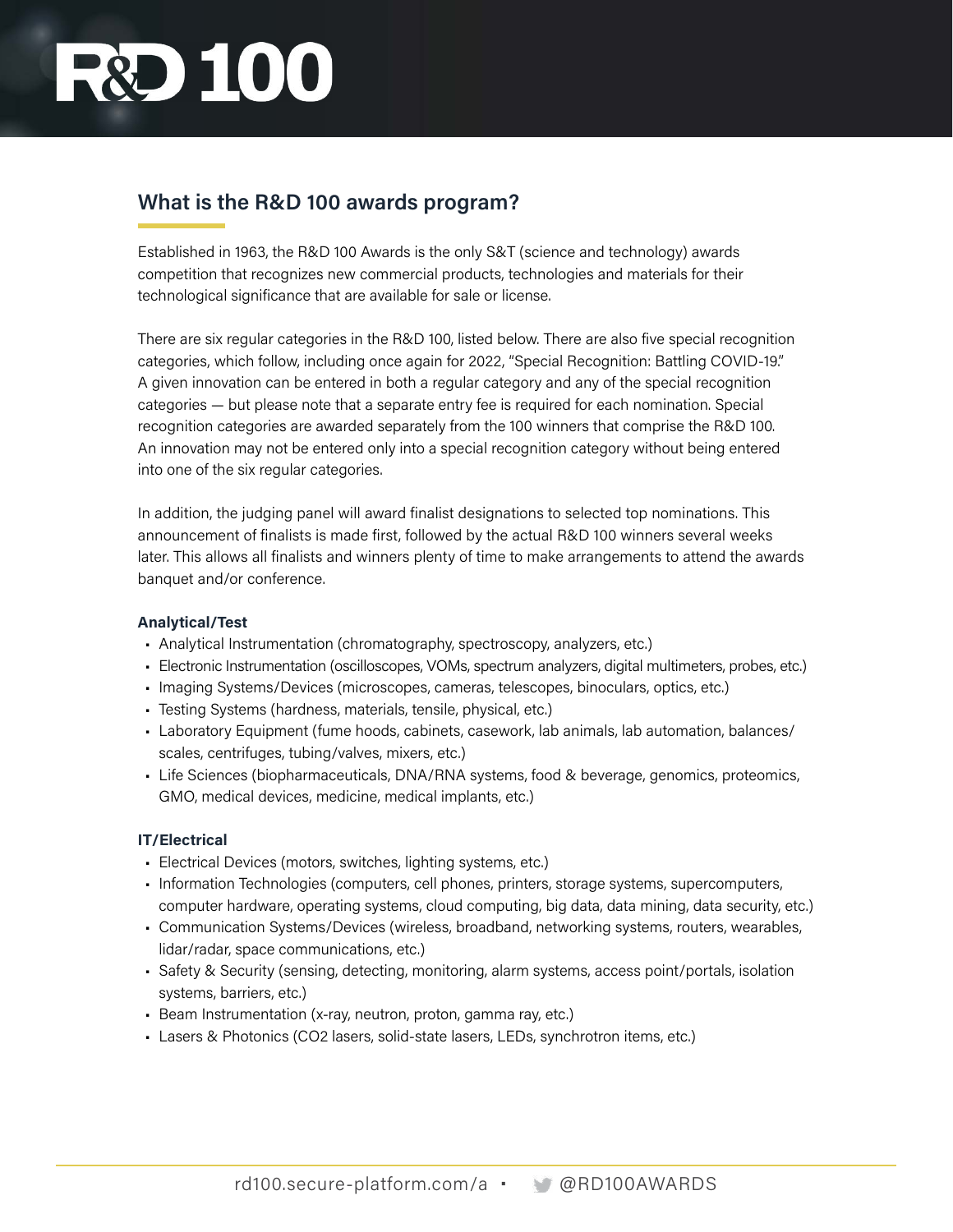## What is the R&D 100 awards program?

Established in 1963, the R&D 100 Awards is the only S&T (science and technology) awards competition that recognizes new commercial products, technologies and materials for their technological significance that are available for sale or license.

There are six regular categories in the R&D 100, listed below. There are also five special recognition categories, which follow, including once again for 2022, "Special Recognition: Battling COVID-19." A given innovation can be entered in both a regular category and any of the special recognition categories — but please note that a separate entry fee is required for each nomination. Special recognition categories are awarded separately from the 100 winners that comprise the R&D 100. An innovation may not be entered only into a special recognition category without being entered into one of the six regular categories.

In addition, the judging panel will award finalist designations to selected top nominations. This announcement of finalists is made first, followed by the actual R&D 100 winners several weeks later. This allows all finalists and winners plenty of time to make arrangements to attend the awards banquet and/or conference.

**Analytical/Test**

- Analytical Instrumentation (chromatography, spectroscopy, analyzers, etc.)
- Electronic Instrumentation (oscilloscopes, VOMs, spectrum analyzers, digital multimeters, probes, etc.)
- Imaging Systems/Devices (microscopes, cameras, telescopes, binoculars, optics, etc.)
- Testing Systems (hardness, materials, tensile, physical, etc.)
- Laboratory Equipment (fume hoods, cabinets, casework, lab animals, lab automation, balances/scales, centrifuges, tubing/valves, mixers, etc.)
- Life Sciences (biopharmaceuticals, DNA/RNA systems, food & beverage, genomics, proteomics, GMO, medical devices, medicine, medical implants, etc.)

**IT/Electrical**

- Electrical Devices (motors, switches, lighting systems, etc.)
- Information Technologies (computers, cell phones, printers, storage systems, supercomputers, computer hardware, operating systems, cloud computing, big data, data mining, data security, etc.)
- Communication Systems/Devices (wireless, broadband, networking systems, routers, wearables, lidar/radar, space communications, etc.)
- Safety & Security (sensing, detecting, monitoring, alarm systems, access point/portals, isolation systems, barriers, etc.)
- Beam Instrumentation (x-ray, neutron, proton, gamma ray, etc.)
- Lasers & Photonics (CO2 lasers, solid-state lasers, LEDs, synchrotron items, etc.)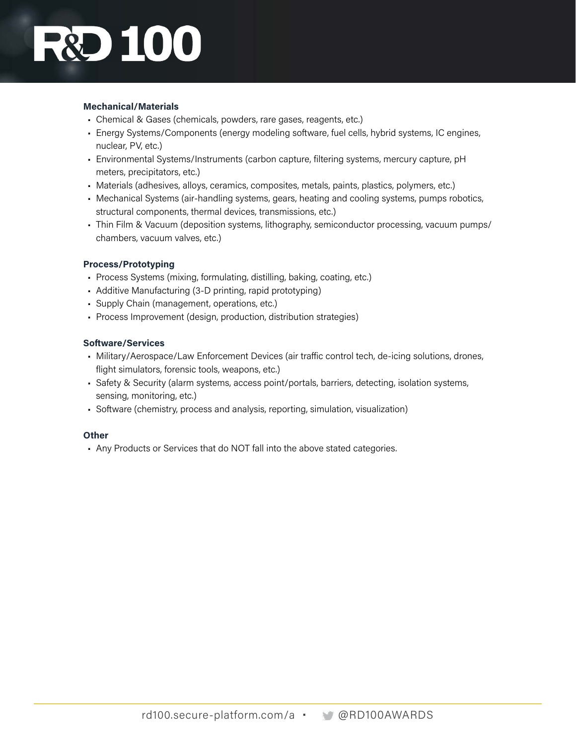**Mechanical/Materials**

- Chemical & Gases (chemicals, powders, rare gases, reagents, etc.)
- Energy Systems/Components (energy modeling software, fuel cells, hybrid systems, IC engines, nuclear, PV, etc.)
- Environmental Systems/Instruments (carbon capture, filtering systems, mercury capture, pH meters, precipitators, etc.)
- Materials (adhesives, alloys, ceramics, composites, metals, paints, plastics, polymers, etc.)
- Mechanical Systems (air-handling systems, gears, heating and cooling systems, pumps robotics, structural components, thermal devices, transmissions, etc.)
- Thin Film & Vacuum (deposition systems, lithography, semiconductor processing, vacuum pumps/chambers, vacuum valves, etc.)

**Process/Prototyping**

- Process Systems (mixing, formulating, distilling, baking, coating, etc.)
- Additive Manufacturing (3-D printing, rapid prototyping)
- Supply Chain (management, operations, etc.)
- Process Improvement (design, production, distribution strategies)

**Software/Services**

- Military/Aerospace/Law Enforcement Devices (air traffic control tech, de-icing solutions, drones, flight simulators, forensic tools, weapons, etc.)
- Safety & Security (alarm systems, access point/portals, barriers, detecting, isolation systems, sensing, monitoring, etc.)
- Software (chemistry, process and analysis, reporting, simulation, visualization)

**Other**

- Any Products or Services that do NOT fall into the above stated categories.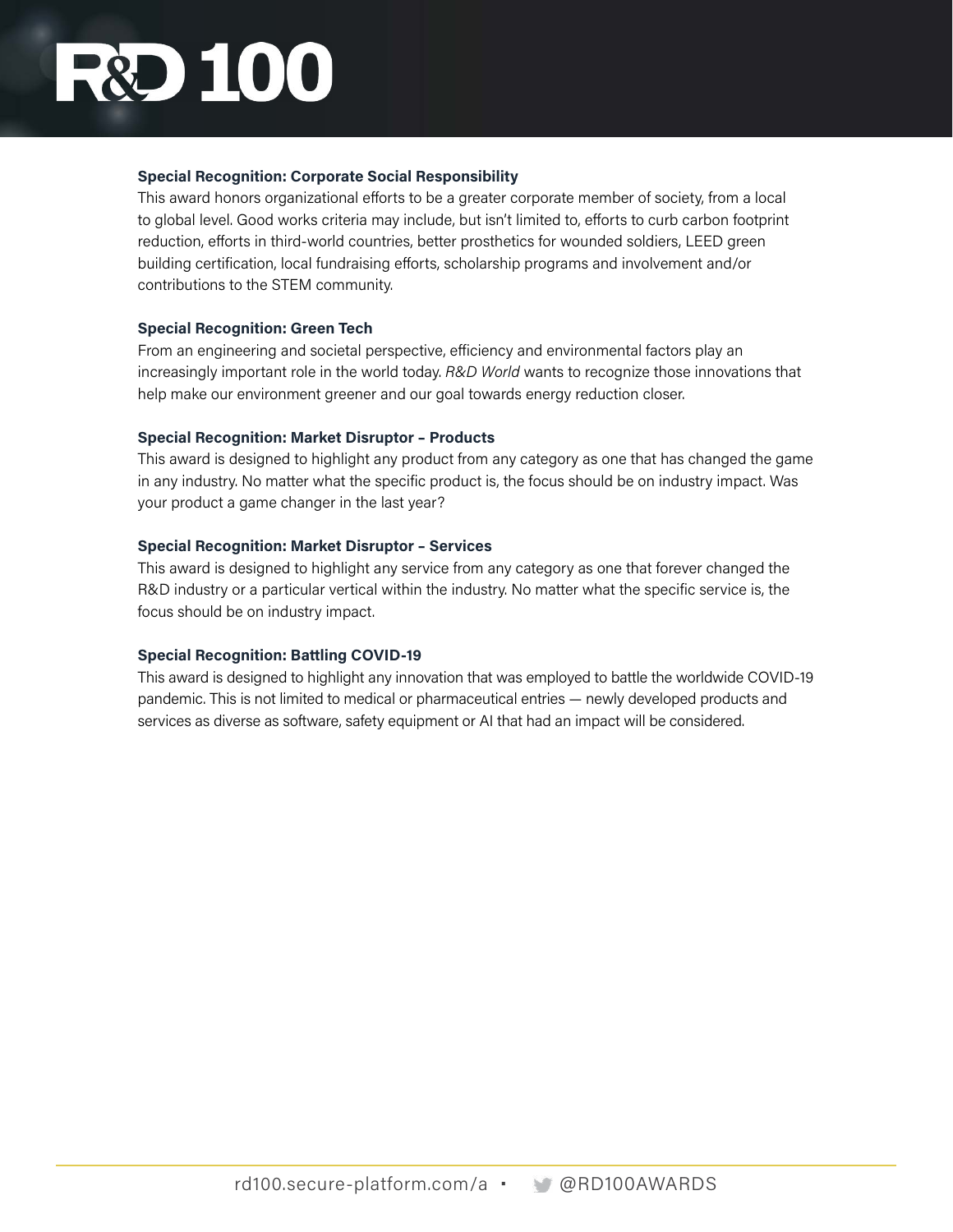**Special Recognition: Corporate Social Responsibility**

This award honors organizational efforts to be a greater corporate member of society, from a local to global level. Good works criteria may include, but isn't limited to, efforts to curb carbon footprint reduction, efforts in third-world countries, better prosthetics for wounded soldiers, LEED green building certification, local fundraising efforts, scholarship programs and involvement and/or contributions to the STEM community.

**Special Recognition: Green Tech**

From an engineering and societal perspective, efficiency and environmental factors play an increasingly important role in the world today. *R&D World* wants to recognize those innovations that help make our environment greener and our goal towards energy reduction closer.

**Special Recognition: Market Disruptor – Products**

This award is designed to highlight any product from any category as one that has changed the game in any industry. No matter what the specific product is, the focus should be on industry impact. Was your product a game changer in the last year?

**Special Recognition: Market Disruptor – Services**

This award is designed to highlight any service from any category as one that forever changed the R&D industry or a particular vertical within the industry. No matter what the specific service is, the focus should be on industry impact.

**Special Recognition: Battling COVID-19**

This award is designed to highlight any innovation that was employed to battle the worldwide COVID-19 pandemic. This is not limited to medical or pharmaceutical entries — newly developed products and services as diverse as software, safety equipment or AI that had an impact will be considered.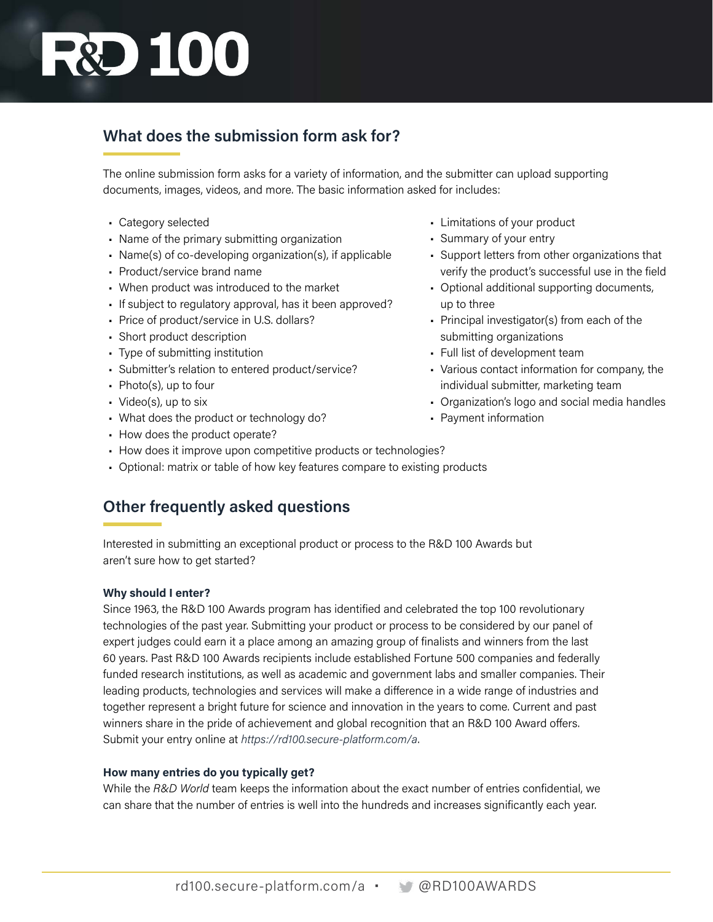## What does the submission form ask for?

The online submission form asks for a variety of information, and the submitter can upload supporting documents, images, videos, and more. The basic information asked for includes:

- Category selected
- Name of the primary submitting organization
- Name(s) of co-developing organization(s), if applicable
- Product/service brand name
- When product was introduced to the market
- If subject to regulatory approval, has it been approved?
- Price of product/service in U.S. dollars?
- Short product description
- Type of submitting institution
- Submitter's relation to entered product/service?
- Photo(s), up to four
- Video(s), up to six
- What does the product or technology do?
- How does the product operate?
- How does it improve upon competitive products or technologies?
- Optional: matrix or table of how key features compare to existing products
- Limitations of your product
- Summary of your entry
- Support letters from other organizations that verify the product's successful use in the field
- Optional additional supporting documents, up to three
- Principal investigator(s) from each of the submitting organizations
- Full list of development team
- Various contact information for company, the individual submitter, marketing team
- Organization's logo and social media handles
- Payment information

## Other frequently asked questions

Interested in submitting an exceptional product or process to the R&D 100 Awards but aren't sure how to get started?

**Why should I enter?**

Since 1963, the R&D 100 Awards program has identified and celebrated the top 100 revolutionary technologies of the past year. Submitting your product or process to be considered by our panel of expert judges could earn it a place among an amazing group of finalists and winners from the last 60 years. Past R&D 100 Awards recipients include established Fortune 500 companies and federally funded research institutions, as well as academic and government labs and smaller companies. Their leading products, technologies and services will make a difference in a wide range of industries and together represent a bright future for science and innovation in the years to come. Current and past winners share in the pride of achievement and global recognition that an R&D 100 Award offers. Submit your entry online at *https://rd100.secure-platform.com/a*.

**How many entries do you typically get?**

While the *R&D World* team keeps the information about the exact number of entries confidential, we can share that the number of entries is well into the hundreds and increases significantly each year.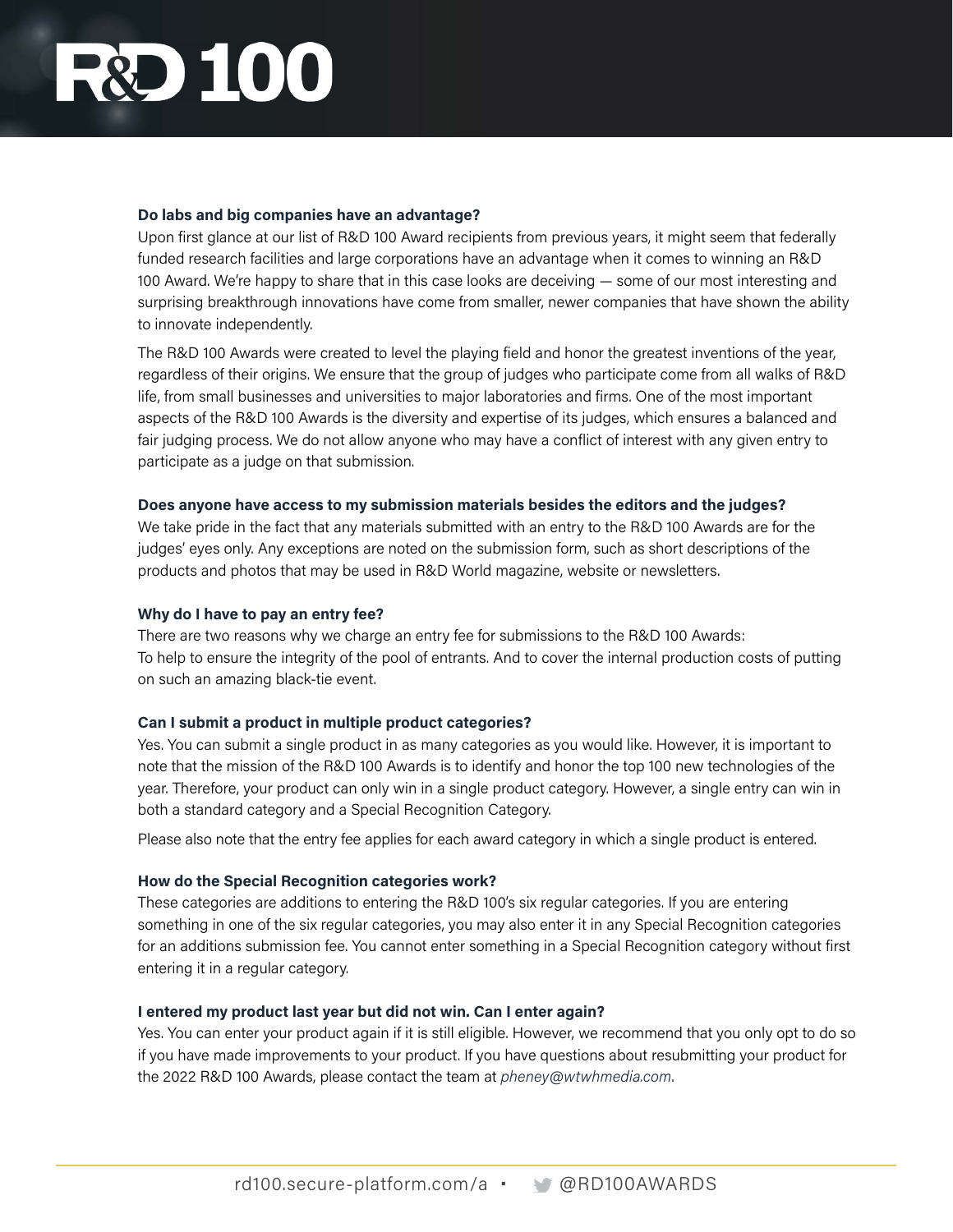**Do labs and big companies have an advantage?**

Upon first glance at our list of R&D 100 Award recipients from previous years, it might seem that federally funded research facilities and large corporations have an advantage when it comes to winning an R&D 100 Award. We're happy to share that in this case looks are deceiving — some of our most interesting and surprising breakthrough innovations have come from smaller, newer companies that have shown the ability to innovate independently.

The R&D 100 Awards were created to level the playing field and honor the greatest inventions of the year, regardless of their origins. We ensure that the group of judges who participate come from all walks of R&D life, from small businesses and universities to major laboratories and firms. One of the most important aspects of the R&D 100 Awards is the diversity and expertise of its judges, which ensures a balanced and fair judging process. We do not allow anyone who may have a conflict of interest with any given entry to participate as a judge on that submission.

**Does anyone have access to my submission materials besides the editors and the judges?**

We take pride in the fact that any materials submitted with an entry to the R&D 100 Awards are for the judges' eyes only. Any exceptions are noted on the submission form, such as short descriptions of the products and photos that may be used in R&D World magazine, website or newsletters.

**Why do I have to pay an entry fee?**

There are two reasons why we charge an entry fee for submissions to the R&D 100 Awards:
To help to ensure the integrity of the pool of entrants. And to cover the internal production costs of putting on such an amazing black-tie event.

**Can I submit a product in multiple product categories?**

Yes. You can submit a single product in as many categories as you would like. However, it is important to note that the mission of the R&D 100 Awards is to identify and honor the top 100 new technologies of the year. Therefore, your product can only win in a single product category. However, a single entry can win in both a standard category and a Special Recognition Category.

Please also note that the entry fee applies for each award category in which a single product is entered.

**How do the Special Recognition categories work?**

These categories are additions to entering the R&D 100's six regular categories. If you are entering something in one of the six regular categories, you may also enter it in any Special Recognition categories for an additions submission fee. You cannot enter something in a Special Recognition category without first entering it in a regular category.

**I entered my product last year but did not win. Can I enter again?**

Yes. You can enter your product again if it is still eligible. However, we recommend that you only opt to do so if you have made improvements to your product. If you have questions about resubmitting your product for the 2022 R&D 100 Awards, please contact the team at *pheney@wtwhmedia.com*.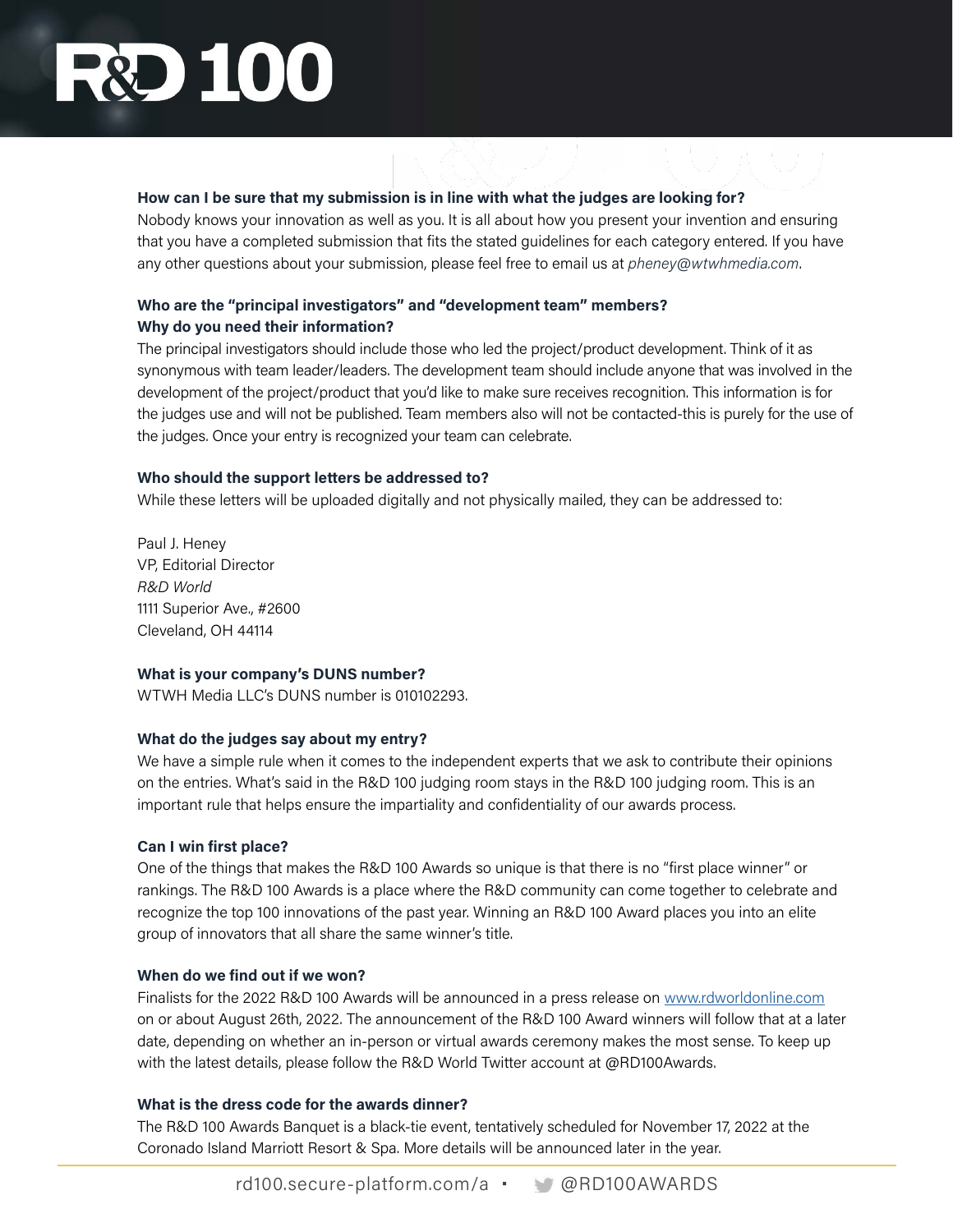**How can I be sure that my submission is in line with what the judges are looking for?**
Nobody knows your innovation as well as you. It is all about how you present your invention and ensuring that you have a completed submission that fits the stated guidelines for each category entered. If you have any other questions about your submission, please feel free to email us at *pheney@wtwhmedia.com*.

**Who are the "principal investigators" and "development team" members?**
**Why do you need their information?**
The principal investigators should include those who led the project/product development. Think of it as synonymous with team leader/leaders. The development team should include anyone that was involved in the development of the project/product that you'd like to make sure receives recognition. This information is for the judges use and will not be published. Team members also will not be contacted-this is purely for the use of the judges. Once your entry is recognized your team can celebrate.

**Who should the support letters be addressed to?**
While these letters will be uploaded digitally and not physically mailed, they can be addressed to:

Paul J. Heney
VP, Editorial Director
*R&D World*
1111 Superior Ave., #2600
Cleveland, OH 44114

**What is your company's DUNS number?**
WTWH Media LLC's DUNS number is 010102293.

**What do the judges say about my entry?**
We have a simple rule when it comes to the independent experts that we ask to contribute their opinions on the entries. What's said in the R&D 100 judging room stays in the R&D 100 judging room. This is an important rule that helps ensure the impartiality and confidentiality of our awards process.

**Can I win first place?**
One of the things that makes the R&D 100 Awards so unique is that there is no "first place winner" or rankings. The R&D 100 Awards is a place where the R&D community can come together to celebrate and recognize the top 100 innovations of the past year. Winning an R&D 100 Award places you into an elite group of innovators that all share the same winner's title.

**When do we find out if we won?**
Finalists for the 2022 R&D 100 Awards will be announced in a press release on www.rdworldonline.com on or about August 26th, 2022. The announcement of the R&D 100 Award winners will follow that at a later date, depending on whether an in-person or virtual awards ceremony makes the most sense. To keep up with the latest details, please follow the R&D World Twitter account at @RD100Awards.

**What is the dress code for the awards dinner?**
The R&D 100 Awards Banquet is a black-tie event, tentatively scheduled for November 17, 2022 at the Coronado Island Marriott Resort & Spa. More details will be announced later in the year.